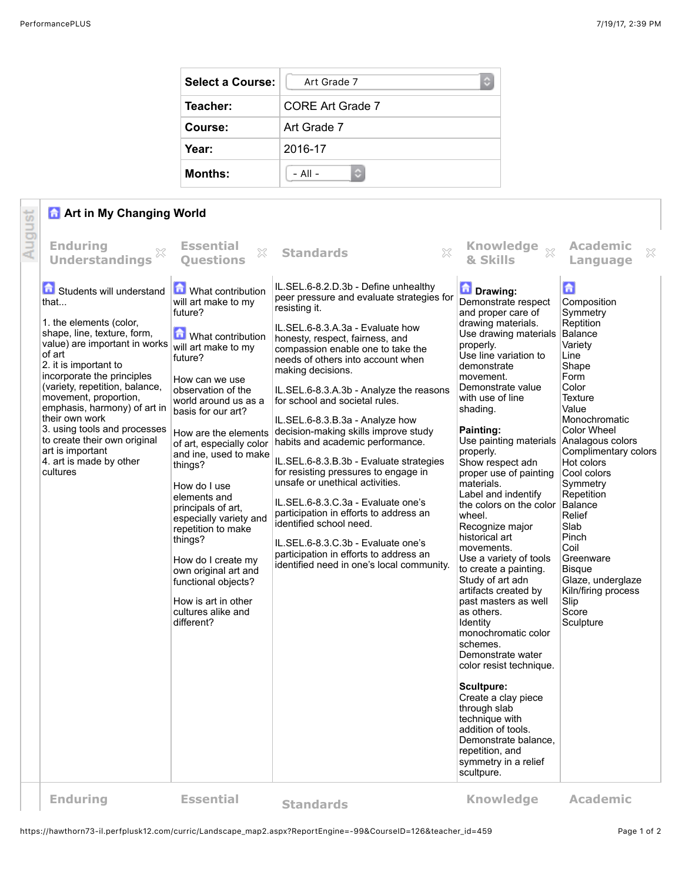| Select a Course: | Art Grade 7 |
| --- | --- |
| Teacher: | CORE Art Grade 7 |
| Course: | Art Grade 7 |
| Year: | 2016-17 |
| Months: | - All - |

August

## Art in My Changing World

| Enduring Understandings | Essential Questions | Standards | Knowledge & Skills | Academic Language |
| --- | --- | --- | --- | --- |
| Students will understand that...<br><br>1. the elements (color, shape, line, texture, form, value) are important in works of art<br>2. it is important to incorporate the principles (variety, repetition, balance, movement, proportion, emphasis, harmony) of art in their own work<br>3. using tools and processes to create their own original art is important<br>4. art is made by other cultures | What contribution will art make to my future?<br><br>What contribution will art make to my future?<br><br>How can we use observation of the world around us as a basis for our art?<br><br>How are the elements of art, especially color and ine, used to make things?<br><br>How do I use elements and principals of art, especially variety and repetition to make things?<br><br>How do I create my own original art and functional objects?<br><br>How is art in other cultures alike and different? | IL.SEL.6-8.2.D.3b - Define unhealthy peer pressure and evaluate strategies for resisting it.<br><br>IL.SEL.6-8.3.A.3a - Evaluate how honesty, respect, fairness, and compassion enable one to take the needs of others into account when making decisions.<br><br>IL.SEL.6-8.3.A.3b - Analyze the reasons for school and societal rules.<br><br>IL.SEL.6-8.3.B.3a - Analyze how decision-making skills improve study habits and academic performance.<br><br>IL.SEL.6-8.3.B.3b - Evaluate strategies for resisting pressures to engage in unsafe or unethical activities.<br><br>IL.SEL.6-8.3.C.3a - Evaluate one's participation in efforts to address an identified school need.<br><br>IL.SEL.6-8.3.C.3b - Evaluate one's participation in efforts to address an identified need in one's local community. | **Drawing:**<br>Demonstrate respect and proper care of drawing materials.<br>Use drawing materials properly.<br>Use line variation to demonstrate movement.<br>Demonstrate value with use of line shading.<br><br>**Painting:**<br>Use painting materials properly.<br>Show respect adn proper use of painting materials.<br>Label and indentify the colors on the color wheel.<br>Recognize major historical art movements.<br>Use a variety of tools to create a painting.<br>Study of art adn artifacts created by past masters as well as others.<br>Identity monochromatic color schemes.<br>Demonstrate water color resist technique.<br><br>**Scultpure:**<br>Create a clay piece through slab technique with addition of tools.<br>Demonstrate balance, repetition, and symmetry in a relief scultpure. | Composition<br>Symmetry<br>Reptition<br>Balance<br>Variety<br>Line<br>Shape<br>Form<br>Color<br>Texture<br>Value<br>Monochromatic<br>Color Wheel<br>Analagous colors<br>Complimentary colors<br>Hot colors<br>Cool colors<br>Symmetry<br>Repetition<br>Balance<br>Relief<br>Slab<br>Pinch<br>Coil<br>Greenware<br>Bisque<br>Glaze, underglaze<br>Kiln/firing process<br>Slip<br>Score<br>Sculpture |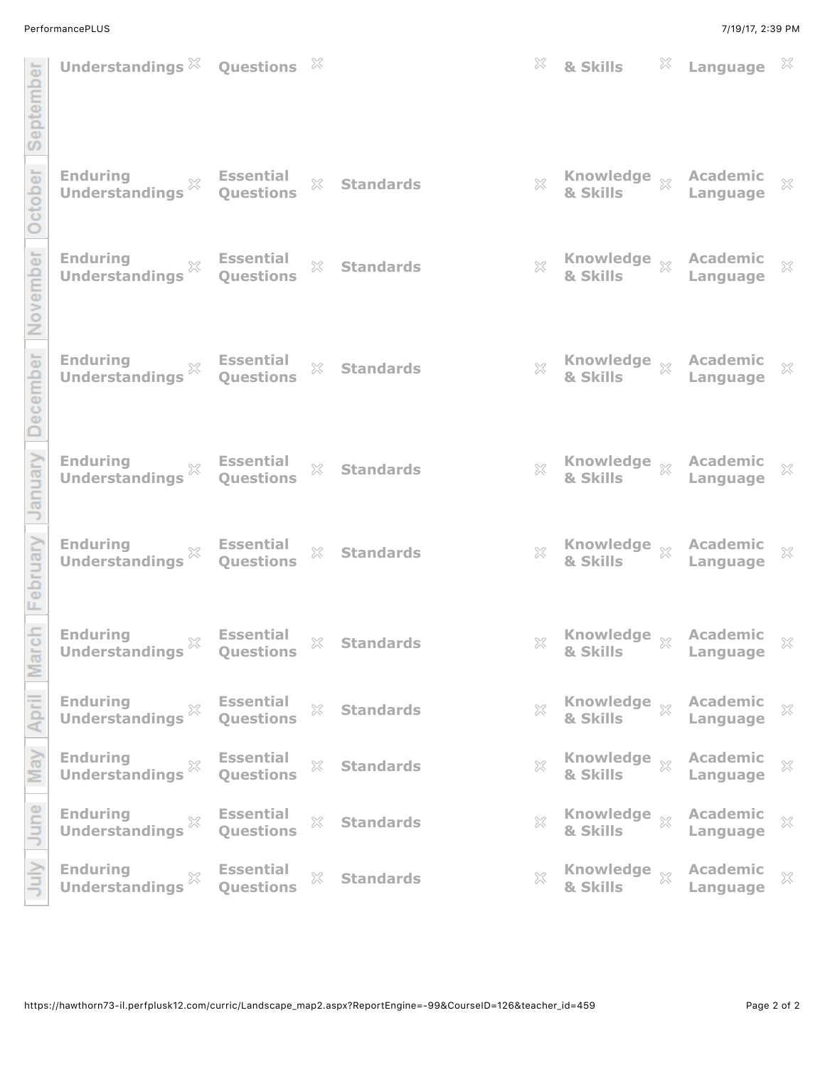| | | | | | |
|---|---|---|---|---|---|
| September | Understandings | Questions | | & Skills | Language |
| October | Enduring Understandings | Essential Questions | Standards | Knowledge & Skills | Academic Language |
| November | Enduring Understandings | Essential Questions | Standards | Knowledge & Skills | Academic Language |
| December | Enduring Understandings | Essential Questions | Standards | Knowledge & Skills | Academic Language |
| January | Enduring Understandings | Essential Questions | Standards | Knowledge & Skills | Academic Language |
| February | Enduring Understandings | Essential Questions | Standards | Knowledge & Skills | Academic Language |
| March | Enduring Understandings | Essential Questions | Standards | Knowledge & Skills | Academic Language |
| April | Enduring Understandings | Essential Questions | Standards | Knowledge & Skills | Academic Language |
| May | Enduring Understandings | Essential Questions | Standards | Knowledge & Skills | Academic Language |
| June | Enduring Understandings | Essential Questions | Standards | Knowledge & Skills | Academic Language |
| July | Enduring Understandings | Essential Questions | Standards | Knowledge & Skills | Academic Language |